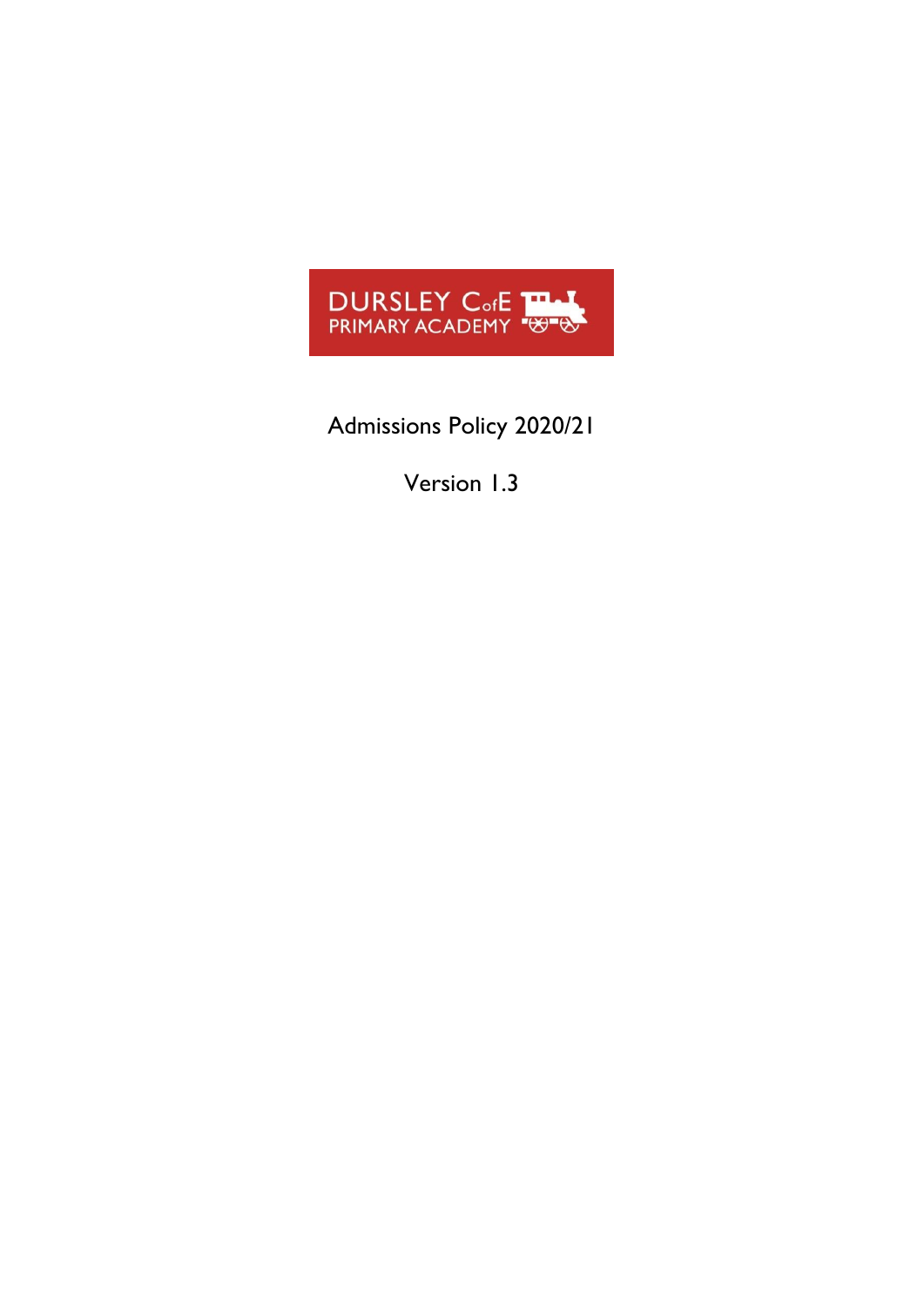DURSLEY CofE PRIMARY ACADEMY

# Admissions Policy 2020/21

Version 1.3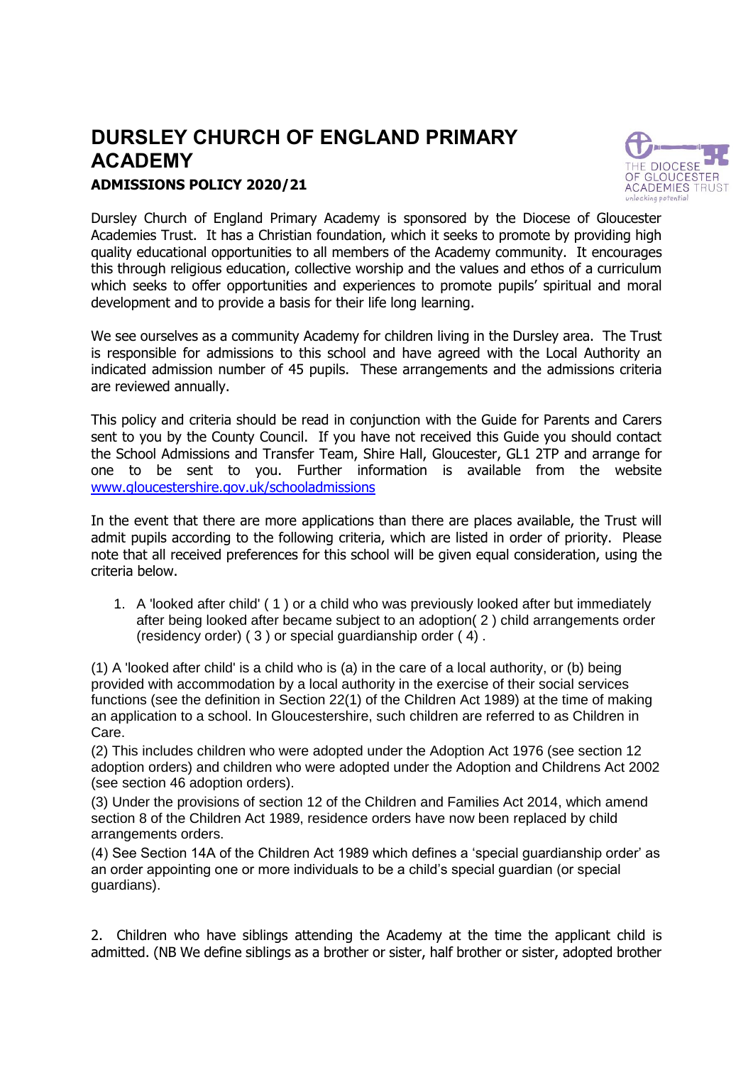# DURSLEY CHURCH OF ENGLAND PRIMARY ACADEMY

### ADMISSIONS POLICY 2020/21

Dursley Church of England Primary Academy is sponsored by the Diocese of Gloucester Academies Trust. It has a Christian foundation, which it seeks to promote by providing high quality educational opportunities to all members of the Academy community. It encourages this through religious education, collective worship and the values and ethos of a curriculum which seeks to offer opportunities and experiences to promote pupils' spiritual and moral development and to provide a basis for their life long learning.

We see ourselves as a community Academy for children living in the Dursley area. The Trust is responsible for admissions to this school and have agreed with the Local Authority an indicated admission number of 45 pupils. These arrangements and the admissions criteria are reviewed annually.

This policy and criteria should be read in conjunction with the Guide for Parents and Carers sent to you by the County Council. If you have not received this Guide you should contact the School Admissions and Transfer Team, Shire Hall, Gloucester, GL1 2TP and arrange for one to be sent to you. Further information is available from the website www.gloucestershire.gov.uk/schooladmissions

In the event that there are more applications than there are places available, the Trust will admit pupils according to the following criteria, which are listed in order of priority. Please note that all received preferences for this school will be given equal consideration, using the criteria below.

1. A 'looked after child' ( 1 ) or a child who was previously looked after but immediately after being looked after became subject to an adoption( 2 ) child arrangements order (residency order) ( 3 ) or special guardianship order ( 4) .

(1) A 'looked after child' is a child who is (a) in the care of a local authority, or (b) being provided with accommodation by a local authority in the exercise of their social services functions (see the definition in Section 22(1) of the Children Act 1989) at the time of making an application to a school. In Gloucestershire, such children are referred to as Children in Care.

(2) This includes children who were adopted under the Adoption Act 1976 (see section 12 adoption orders) and children who were adopted under the Adoption and Childrens Act 2002 (see section 46 adoption orders).

(3) Under the provisions of section 12 of the Children and Families Act 2014, which amend section 8 of the Children Act 1989, residence orders have now been replaced by child arrangements orders.

(4) See Section 14A of the Children Act 1989 which defines a 'special guardianship order' as an order appointing one or more individuals to be a child's special guardian (or special guardians).

2. Children who have siblings attending the Academy at the time the applicant child is admitted. (NB We define siblings as a brother or sister, half brother or sister, adopted brother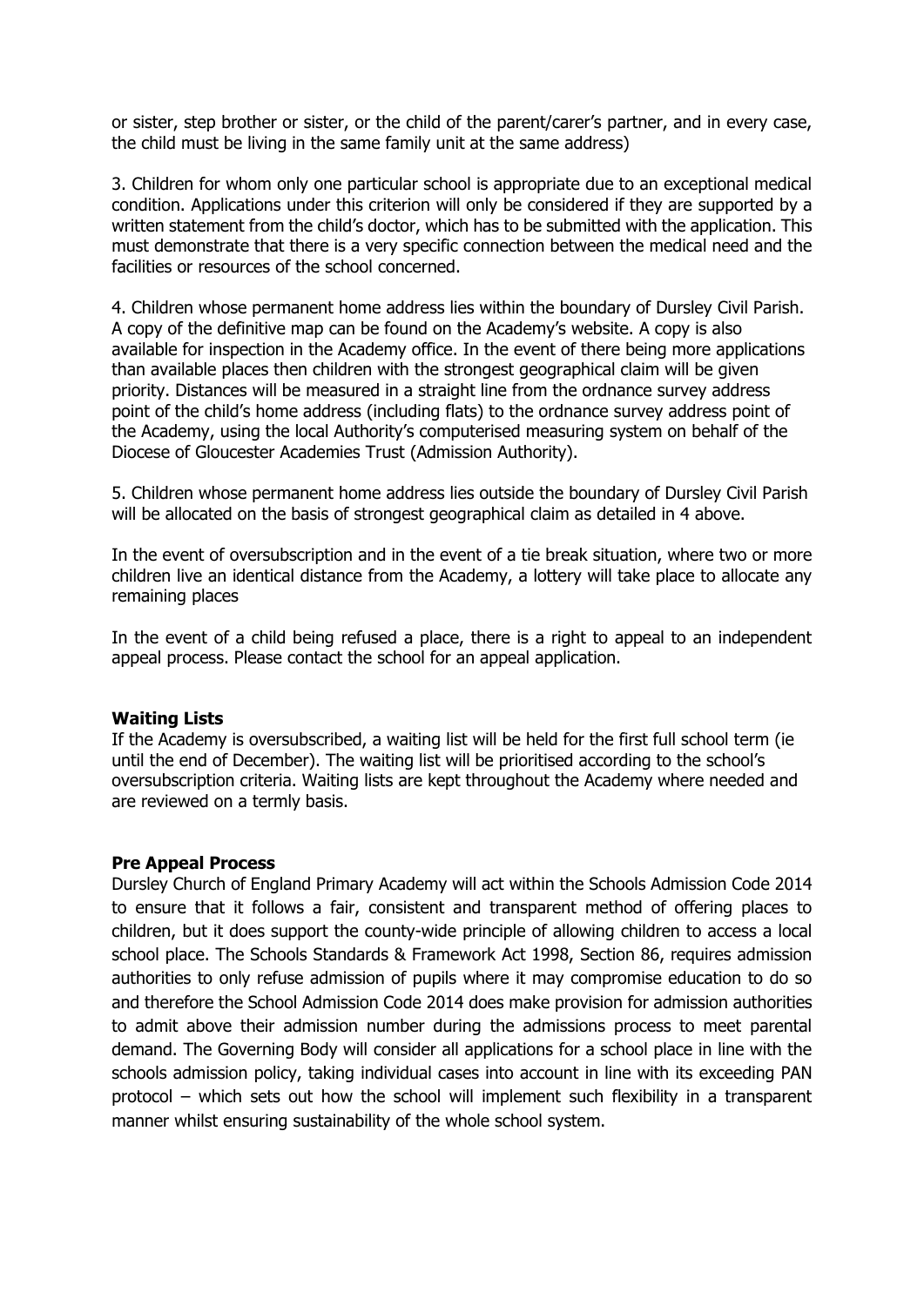or sister, step brother or sister, or the child of the parent/carer's partner, and in every case, the child must be living in the same family unit at the same address)

3. Children for whom only one particular school is appropriate due to an exceptional medical condition. Applications under this criterion will only be considered if they are supported by a written statement from the child's doctor, which has to be submitted with the application. This must demonstrate that there is a very specific connection between the medical need and the facilities or resources of the school concerned.

4. Children whose permanent home address lies within the boundary of Dursley Civil Parish. A copy of the definitive map can be found on the Academy's website. A copy is also available for inspection in the Academy office. In the event of there being more applications than available places then children with the strongest geographical claim will be given priority. Distances will be measured in a straight line from the ordnance survey address point of the child's home address (including flats) to the ordnance survey address point of the Academy, using the local Authority's computerised measuring system on behalf of the Diocese of Gloucester Academies Trust (Admission Authority).

5. Children whose permanent home address lies outside the boundary of Dursley Civil Parish will be allocated on the basis of strongest geographical claim as detailed in 4 above.

In the event of oversubscription and in the event of a tie break situation, where two or more children live an identical distance from the Academy, a lottery will take place to allocate any remaining places

In the event of a child being refused a place, there is a right to appeal to an independent appeal process. Please contact the school for an appeal application.

**Waiting Lists**

If the Academy is oversubscribed, a waiting list will be held for the first full school term (ie until the end of December). The waiting list will be prioritised according to the school's oversubscription criteria. Waiting lists are kept throughout the Academy where needed and are reviewed on a termly basis.

**Pre Appeal Process**

Dursley Church of England Primary Academy will act within the Schools Admission Code 2014 to ensure that it follows a fair, consistent and transparent method of offering places to children, but it does support the county-wide principle of allowing children to access a local school place. The Schools Standards & Framework Act 1998, Section 86, requires admission authorities to only refuse admission of pupils where it may compromise education to do so and therefore the School Admission Code 2014 does make provision for admission authorities to admit above their admission number during the admissions process to meet parental demand. The Governing Body will consider all applications for a school place in line with the schools admission policy, taking individual cases into account in line with its exceeding PAN protocol – which sets out how the school will implement such flexibility in a transparent manner whilst ensuring sustainability of the whole school system.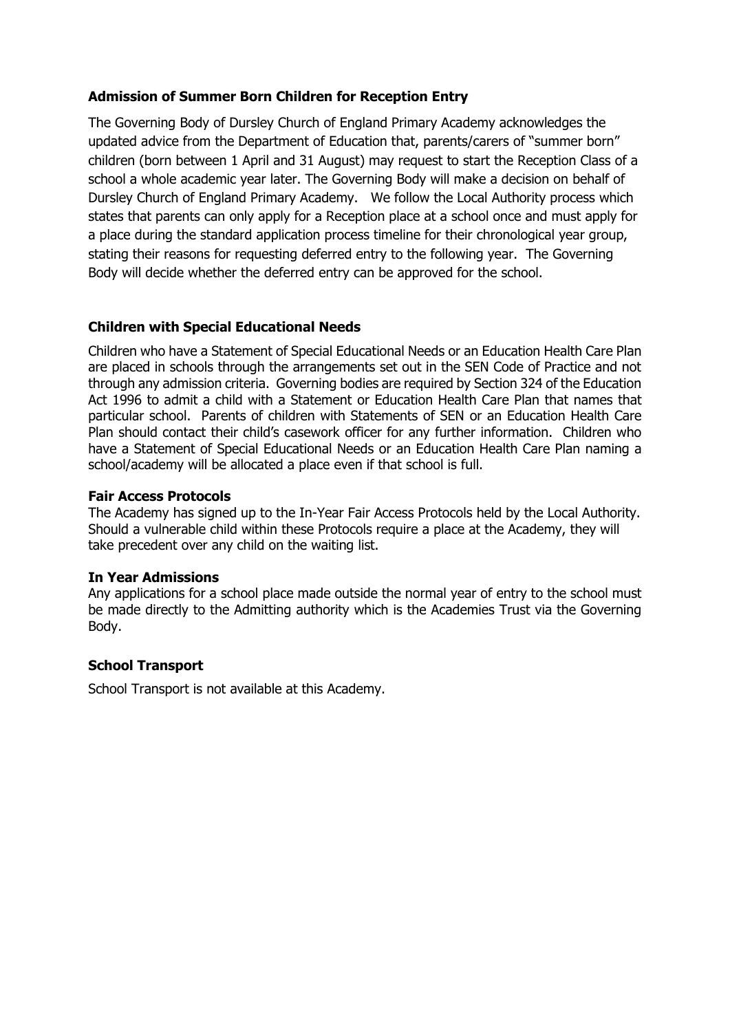**Admission of Summer Born Children for Reception Entry**

The Governing Body of Dursley Church of England Primary Academy acknowledges the updated advice from the Department of Education that, parents/carers of "summer born" children (born between 1 April and 31 August) may request to start the Reception Class of a school a whole academic year later. The Governing Body will make a decision on behalf of Dursley Church of England Primary Academy. We follow the Local Authority process which states that parents can only apply for a Reception place at a school once and must apply for a place during the standard application process timeline for their chronological year group, stating their reasons for requesting deferred entry to the following year. The Governing Body will decide whether the deferred entry can be approved for the school.

**Children with Special Educational Needs**

Children who have a Statement of Special Educational Needs or an Education Health Care Plan are placed in schools through the arrangements set out in the SEN Code of Practice and not through any admission criteria. Governing bodies are required by Section 324 of the Education Act 1996 to admit a child with a Statement or Education Health Care Plan that names that particular school. Parents of children with Statements of SEN or an Education Health Care Plan should contact their child's casework officer for any further information. Children who have a Statement of Special Educational Needs or an Education Health Care Plan naming a school/academy will be allocated a place even if that school is full.

**Fair Access Protocols**

The Academy has signed up to the In-Year Fair Access Protocols held by the Local Authority. Should a vulnerable child within these Protocols require a place at the Academy, they will take precedent over any child on the waiting list.

**In Year Admissions**

Any applications for a school place made outside the normal year of entry to the school must be made directly to the Admitting authority which is the Academies Trust via the Governing Body.

**School Transport**

School Transport is not available at this Academy.